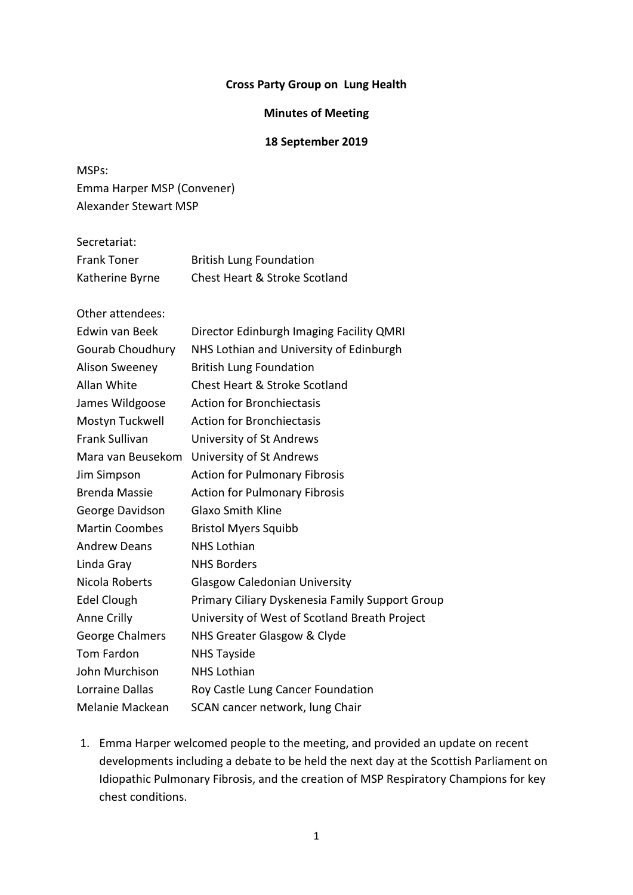**Cross Party Group on Lung Health**

**Minutes of Meeting**

**18 September 2019**

MSPs:
Emma Harper MSP (Convener)
Alexander Stewart MSP

Secretariat:

| | |
|---|---|
| Frank Toner | British Lung Foundation |
| Katherine Byrne | Chest Heart & Stroke Scotland |

Other attendees:

| | |
|---|---|
| Edwin van Beek | Director Edinburgh Imaging Facility QMRI |
| Gourab Choudhury | NHS Lothian and University of Edinburgh |
| Alison Sweeney | British Lung Foundation |
| Allan White | Chest Heart & Stroke Scotland |
| James Wildgoose | Action for Bronchiectasis |
| Mostyn Tuckwell | Action for Bronchiectasis |
| Frank Sullivan | University of St Andrews |
| Mara van Beusekom | University of St Andrews |
| Jim Simpson | Action for Pulmonary Fibrosis |
| Brenda Massie | Action for Pulmonary Fibrosis |
| George Davidson | Glaxo Smith Kline |
| Martin Coombes | Bristol Myers Squibb |
| Andrew Deans | NHS Lothian |
| Linda Gray | NHS Borders |
| Nicola Roberts | Glasgow Caledonian University |
| Edel Clough | Primary Ciliary Dyskenesia Family Support Group |
| Anne Crilly | University of West of Scotland Breath Project |
| George Chalmers | NHS Greater Glasgow & Clyde |
| Tom Fardon | NHS Tayside |
| John Murchison | NHS Lothian |
| Lorraine Dallas | Roy Castle Lung Cancer Foundation |
| Melanie Mackean | SCAN cancer network, lung Chair |

1. Emma Harper welcomed people to the meeting, and provided an update on recent developments including a debate to be held the next day at the Scottish Parliament on Idiopathic Pulmonary Fibrosis, and the creation of MSP Respiratory Champions for key chest conditions.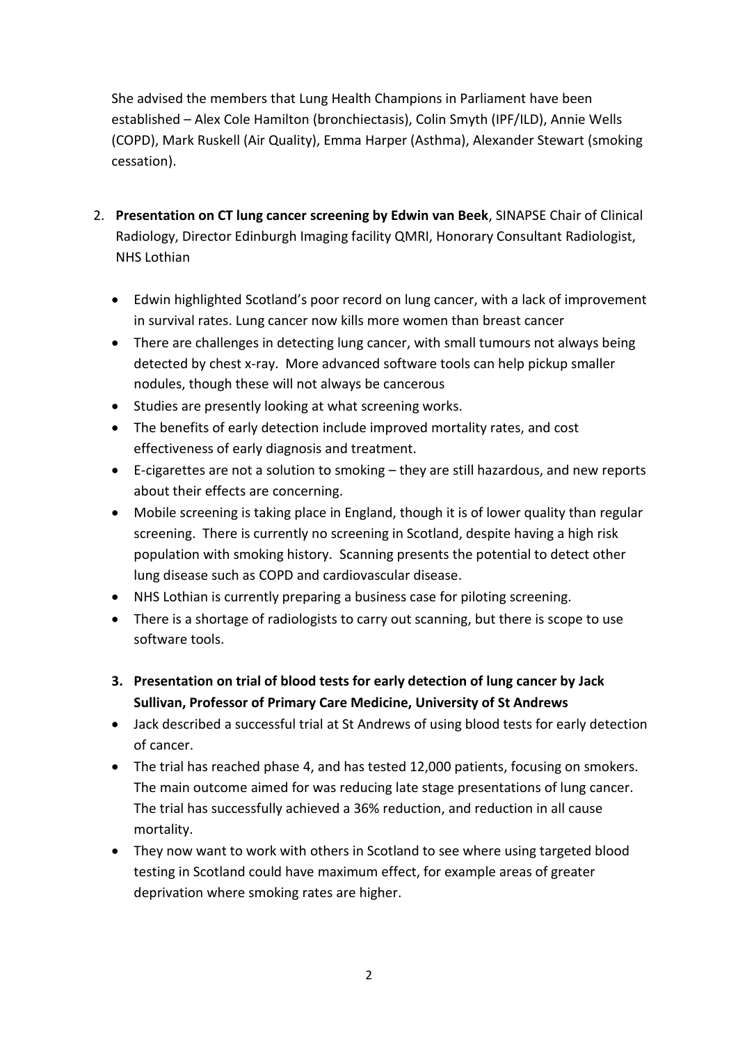She advised the members that Lung Health Champions in Parliament have been established – Alex Cole Hamilton (bronchiectasis), Colin Smyth (IPF/ILD), Annie Wells (COPD), Mark Ruskell (Air Quality), Emma Harper (Asthma), Alexander Stewart (smoking cessation).

2. **Presentation on CT lung cancer screening by Edwin van Beek**, SINAPSE Chair of Clinical Radiology, Director Edinburgh Imaging facility QMRI, Honorary Consultant Radiologist, NHS Lothian

   - Edwin highlighted Scotland's poor record on lung cancer, with a lack of improvement in survival rates. Lung cancer now kills more women than breast cancer
   - There are challenges in detecting lung cancer, with small tumours not always being detected by chest x-ray. More advanced software tools can help pickup smaller nodules, though these will not always be cancerous
   - Studies are presently looking at what screening works.
   - The benefits of early detection include improved mortality rates, and cost effectiveness of early diagnosis and treatment.
   - E-cigarettes are not a solution to smoking – they are still hazardous, and new reports about their effects are concerning.
   - Mobile screening is taking place in England, though it is of lower quality than regular screening. There is currently no screening in Scotland, despite having a high risk population with smoking history. Scanning presents the potential to detect other lung disease such as COPD and cardiovascular disease.
   - NHS Lothian is currently preparing a business case for piloting screening.
   - There is a shortage of radiologists to carry out scanning, but there is scope to use software tools.

3. **Presentation on trial of blood tests for early detection of lung cancer by Jack Sullivan, Professor of Primary Care Medicine, University of St Andrews**

   - Jack described a successful trial at St Andrews of using blood tests for early detection of cancer.
   - The trial has reached phase 4, and has tested 12,000 patients, focusing on smokers. The main outcome aimed for was reducing late stage presentations of lung cancer. The trial has successfully achieved a 36% reduction, and reduction in all cause mortality.
   - They now want to work with others in Scotland to see where using targeted blood testing in Scotland could have maximum effect, for example areas of greater deprivation where smoking rates are higher.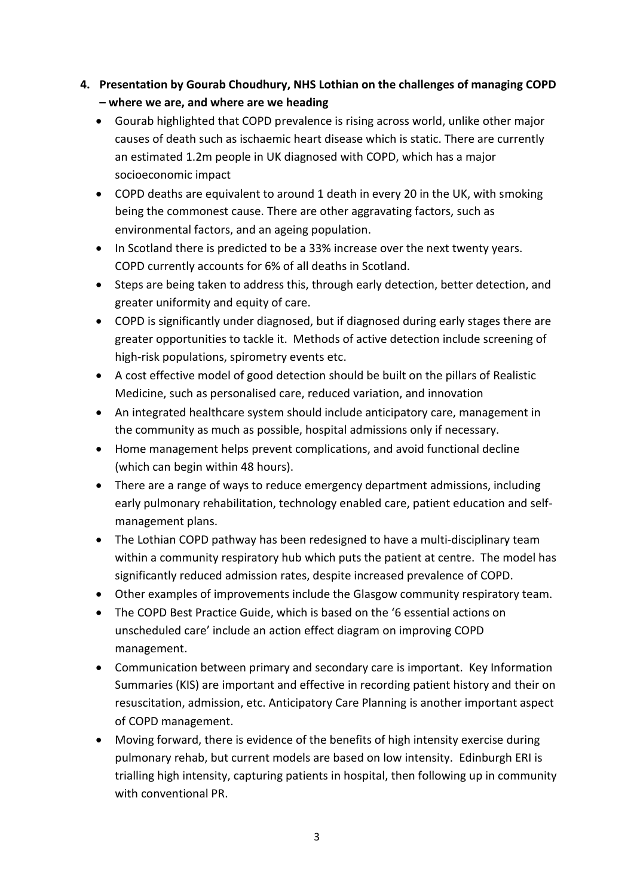4. **Presentation by Gourab Choudhury, NHS Lothian on the challenges of managing COPD – where we are, and where are we heading**

   - Gourab highlighted that COPD prevalence is rising across world, unlike other major causes of death such as ischaemic heart disease which is static. There are currently an estimated 1.2m people in UK diagnosed with COPD, which has a major socioeconomic impact
   - COPD deaths are equivalent to around 1 death in every 20 in the UK, with smoking being the commonest cause. There are other aggravating factors, such as environmental factors, and an ageing population.
   - In Scotland there is predicted to be a 33% increase over the next twenty years. COPD currently accounts for 6% of all deaths in Scotland.
   - Steps are being taken to address this, through early detection, better detection, and greater uniformity and equity of care.
   - COPD is significantly under diagnosed, but if diagnosed during early stages there are greater opportunities to tackle it. Methods of active detection include screening of high-risk populations, spirometry events etc.
   - A cost effective model of good detection should be built on the pillars of Realistic Medicine, such as personalised care, reduced variation, and innovation
   - An integrated healthcare system should include anticipatory care, management in the community as much as possible, hospital admissions only if necessary.
   - Home management helps prevent complications, and avoid functional decline (which can begin within 48 hours).
   - There are a range of ways to reduce emergency department admissions, including early pulmonary rehabilitation, technology enabled care, patient education and self-management plans.
   - The Lothian COPD pathway has been redesigned to have a multi-disciplinary team within a community respiratory hub which puts the patient at centre. The model has significantly reduced admission rates, despite increased prevalence of COPD.
   - Other examples of improvements include the Glasgow community respiratory team.
   - The COPD Best Practice Guide, which is based on the '6 essential actions on unscheduled care' include an action effect diagram on improving COPD management.
   - Communication between primary and secondary care is important. Key Information Summaries (KIS) are important and effective in recording patient history and their on resuscitation, admission, etc. Anticipatory Care Planning is another important aspect of COPD management.
   - Moving forward, there is evidence of the benefits of high intensity exercise during pulmonary rehab, but current models are based on low intensity. Edinburgh ERI is trialling high intensity, capturing patients in hospital, then following up in community with conventional PR.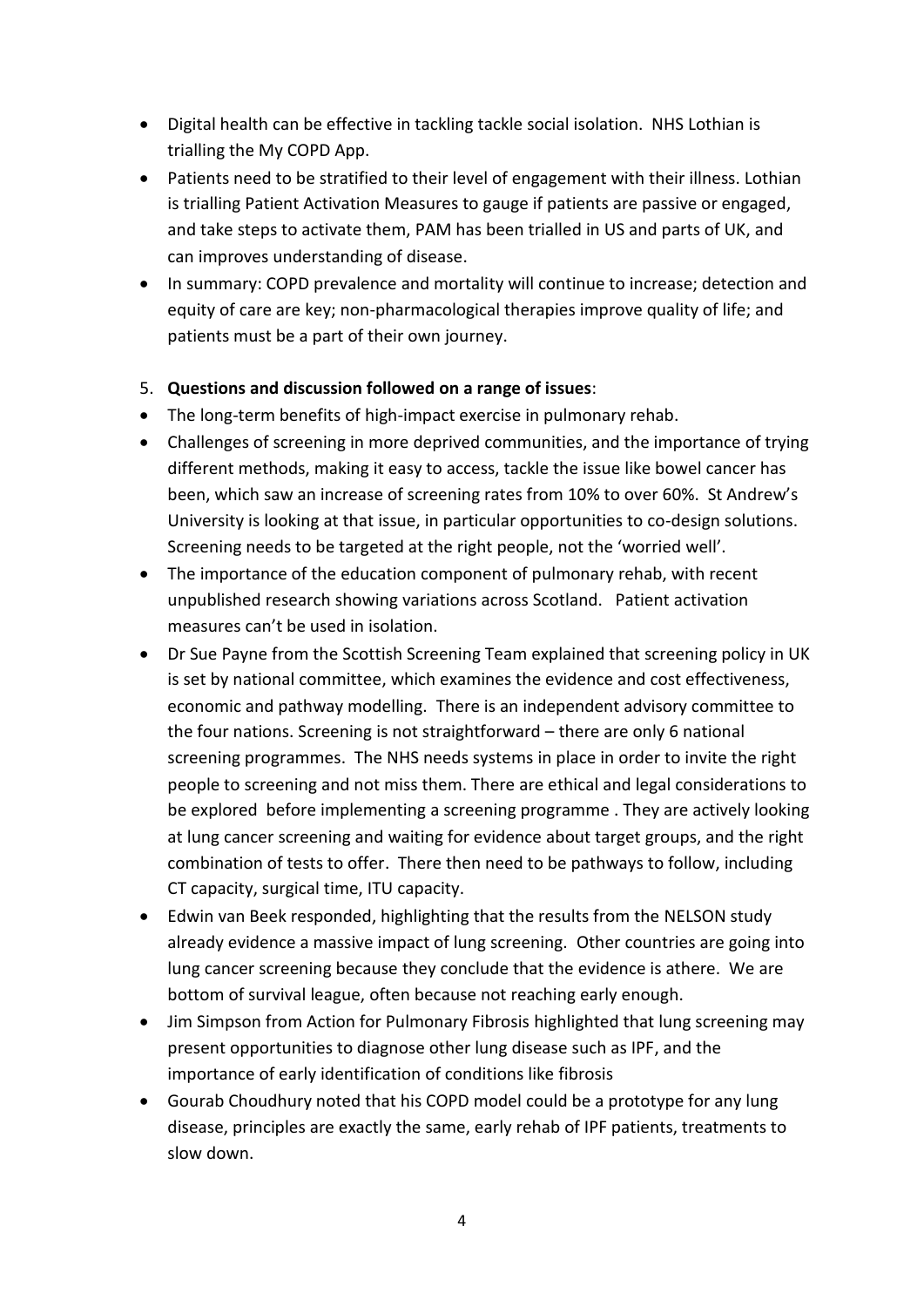- Digital health can be effective in tackling tackle social isolation. NHS Lothian is trialling the My COPD App.
- Patients need to be stratified to their level of engagement with their illness. Lothian is trialling Patient Activation Measures to gauge if patients are passive or engaged, and take steps to activate them, PAM has been trialled in US and parts of UK, and can improves understanding of disease.
- In summary: COPD prevalence and mortality will continue to increase; detection and equity of care are key; non-pharmacological therapies improve quality of life; and patients must be a part of their own journey.

5. **Questions and discussion followed on a range of issues**:

- The long-term benefits of high-impact exercise in pulmonary rehab.
- Challenges of screening in more deprived communities, and the importance of trying different methods, making it easy to access, tackle the issue like bowel cancer has been, which saw an increase of screening rates from 10% to over 60%. St Andrew's University is looking at that issue, in particular opportunities to co-design solutions. Screening needs to be targeted at the right people, not the 'worried well'.
- The importance of the education component of pulmonary rehab, with recent unpublished research showing variations across Scotland. Patient activation measures can't be used in isolation.
- Dr Sue Payne from the Scottish Screening Team explained that screening policy in UK is set by national committee, which examines the evidence and cost effectiveness, economic and pathway modelling. There is an independent advisory committee to the four nations. Screening is not straightforward – there are only 6 national screening programmes. The NHS needs systems in place in order to invite the right people to screening and not miss them. There are ethical and legal considerations to be explored before implementing a screening programme . They are actively looking at lung cancer screening and waiting for evidence about target groups, and the right combination of tests to offer. There then need to be pathways to follow, including CT capacity, surgical time, ITU capacity.
- Edwin van Beek responded, highlighting that the results from the NELSON study already evidence a massive impact of lung screening. Other countries are going into lung cancer screening because they conclude that the evidence is athere. We are bottom of survival league, often because not reaching early enough.
- Jim Simpson from Action for Pulmonary Fibrosis highlighted that lung screening may present opportunities to diagnose other lung disease such as IPF, and the importance of early identification of conditions like fibrosis
- Gourab Choudhury noted that his COPD model could be a prototype for any lung disease, principles are exactly the same, early rehab of IPF patients, treatments to slow down.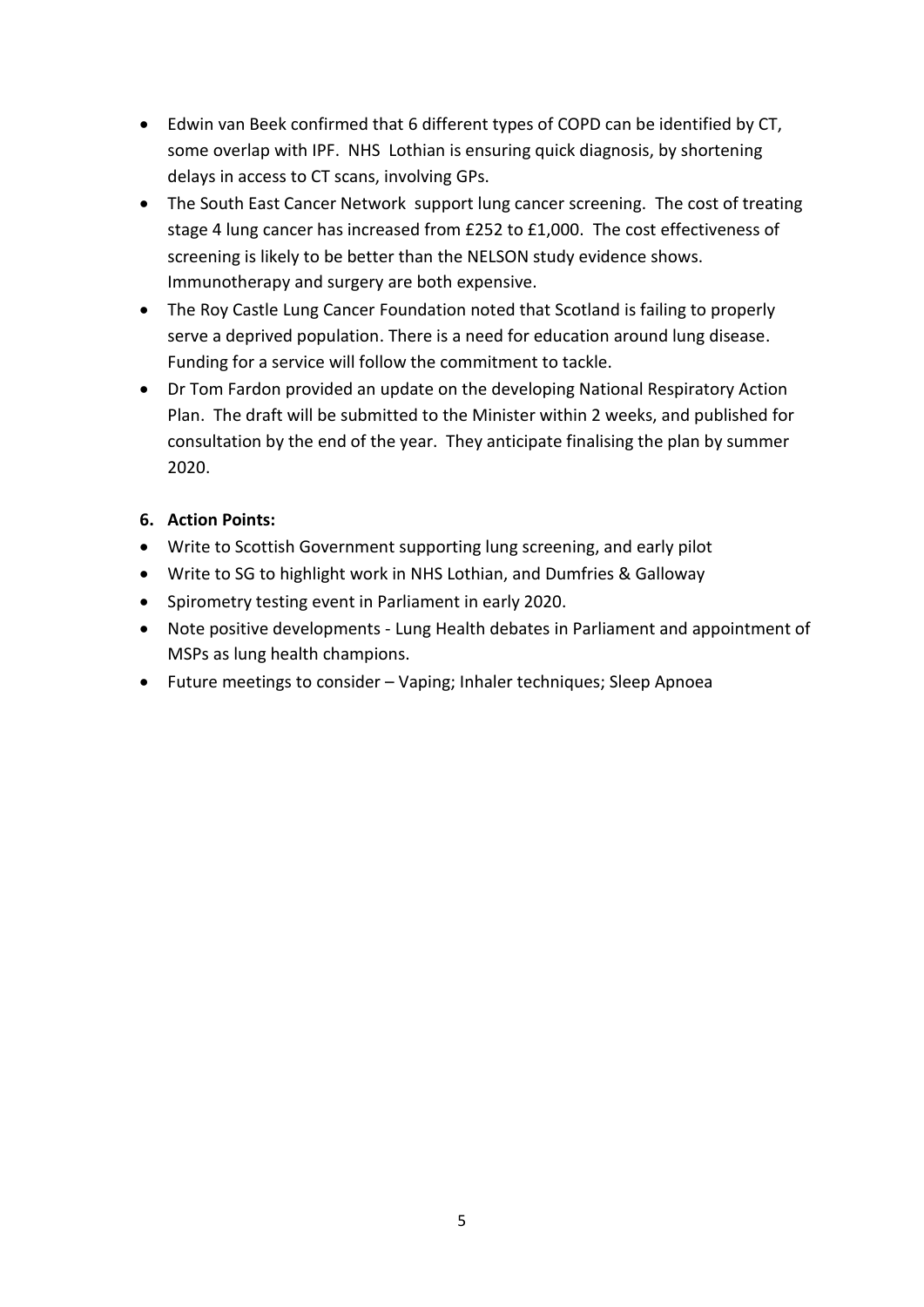- Edwin van Beek confirmed that 6 different types of COPD can be identified by CT, some overlap with IPF. NHS Lothian is ensuring quick diagnosis, by shortening delays in access to CT scans, involving GPs.
- The South East Cancer Network support lung cancer screening. The cost of treating stage 4 lung cancer has increased from £252 to £1,000. The cost effectiveness of screening is likely to be better than the NELSON study evidence shows. Immunotherapy and surgery are both expensive.
- The Roy Castle Lung Cancer Foundation noted that Scotland is failing to properly serve a deprived population. There is a need for education around lung disease. Funding for a service will follow the commitment to tackle.
- Dr Tom Fardon provided an update on the developing National Respiratory Action Plan. The draft will be submitted to the Minister within 2 weeks, and published for consultation by the end of the year. They anticipate finalising the plan by summer 2020.

**6. Action Points:**

- Write to Scottish Government supporting lung screening, and early pilot
- Write to SG to highlight work in NHS Lothian, and Dumfries & Galloway
- Spirometry testing event in Parliament in early 2020.
- Note positive developments - Lung Health debates in Parliament and appointment of MSPs as lung health champions.
- Future meetings to consider – Vaping; Inhaler techniques; Sleep Apnoea